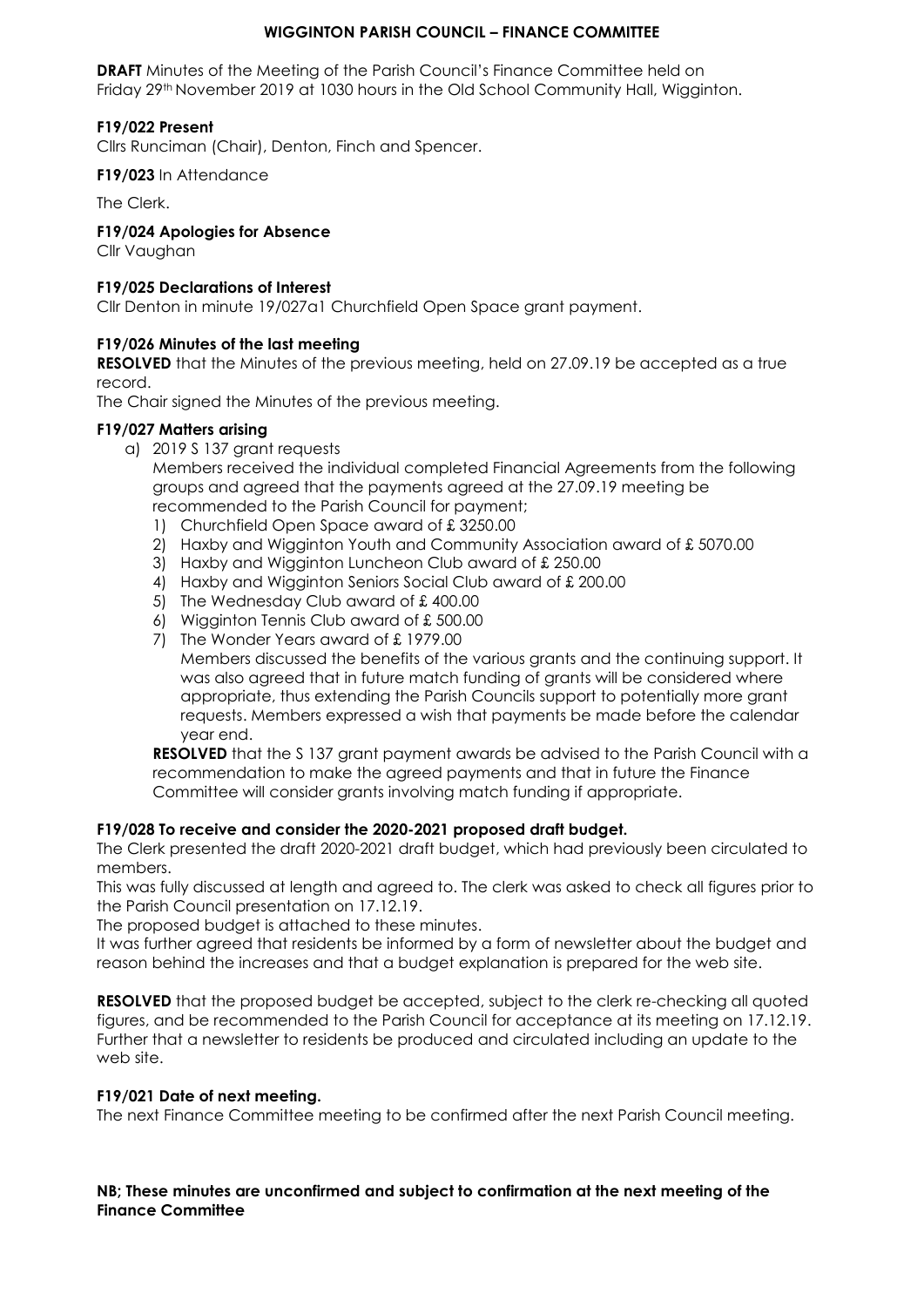# WIGGINTON PARISH COUNCIL – FINANCE COMMITTEE

**DRAFT** Minutes of the Meeting of the Parish Council's Finance Committee held on Friday 29th November 2019 at 1030 hours in the Old School Community Hall, Wigginton.

**F19/022 Present**

Cllrs Runciman (Chair), Denton, Finch and Spencer.

**F19/023** In Attendance

The Clerk.

**F19/024 Apologies for Absence**

Cllr Vaughan

**F19/025 Declarations of Interest**

Cllr Denton in minute 19/027a1 Churchfield Open Space grant payment.

**F19/026 Minutes of the last meeting**

**RESOLVED** that the Minutes of the previous meeting, held on 27.09.19 be accepted as a true record.

The Chair signed the Minutes of the previous meeting.

**F19/027 Matters arising**

a) 2019 S 137 grant requests

Members received the individual completed Financial Agreements from the following groups and agreed that the payments agreed at the 27.09.19 meeting be recommended to the Parish Council for payment;

1) Churchfield Open Space award of £ 3250.00
2) Haxby and Wigginton Youth and Community Association award of £ 5070.00
3) Haxby and Wigginton Luncheon Club award of £ 250.00
4) Haxby and Wigginton Seniors Social Club award of £ 200.00
5) The Wednesday Club award of £ 400.00
6) Wigginton Tennis Club award of £ 500.00
7) The Wonder Years award of £ 1979.00

Members discussed the benefits of the various grants and the continuing support. It was also agreed that in future match funding of grants will be considered where appropriate, thus extending the Parish Councils support to potentially more grant requests. Members expressed a wish that payments be made before the calendar year end.

**RESOLVED** that the S 137 grant payment awards be advised to the Parish Council with a recommendation to make the agreed payments and that in future the Finance Committee will consider grants involving match funding if appropriate.

**F19/028 To receive and consider the 2020-2021 proposed draft budget.**

The Clerk presented the draft 2020-2021 draft budget, which had previously been circulated to members.

This was fully discussed at length and agreed to. The clerk was asked to check all figures prior to the Parish Council presentation on 17.12.19.

The proposed budget is attached to these minutes.

It was further agreed that residents be informed by a form of newsletter about the budget and reason behind the increases and that a budget explanation is prepared for the web site.

**RESOLVED** that the proposed budget be accepted, subject to the clerk re-checking all quoted figures, and be recommended to the Parish Council for acceptance at its meeting on 17.12.19. Further that a newsletter to residents be produced and circulated including an update to the web site.

**F19/021 Date of next meeting.**

The next Finance Committee meeting to be confirmed after the next Parish Council meeting.

**NB; These minutes are unconfirmed and subject to confirmation at the next meeting of the Finance Committee**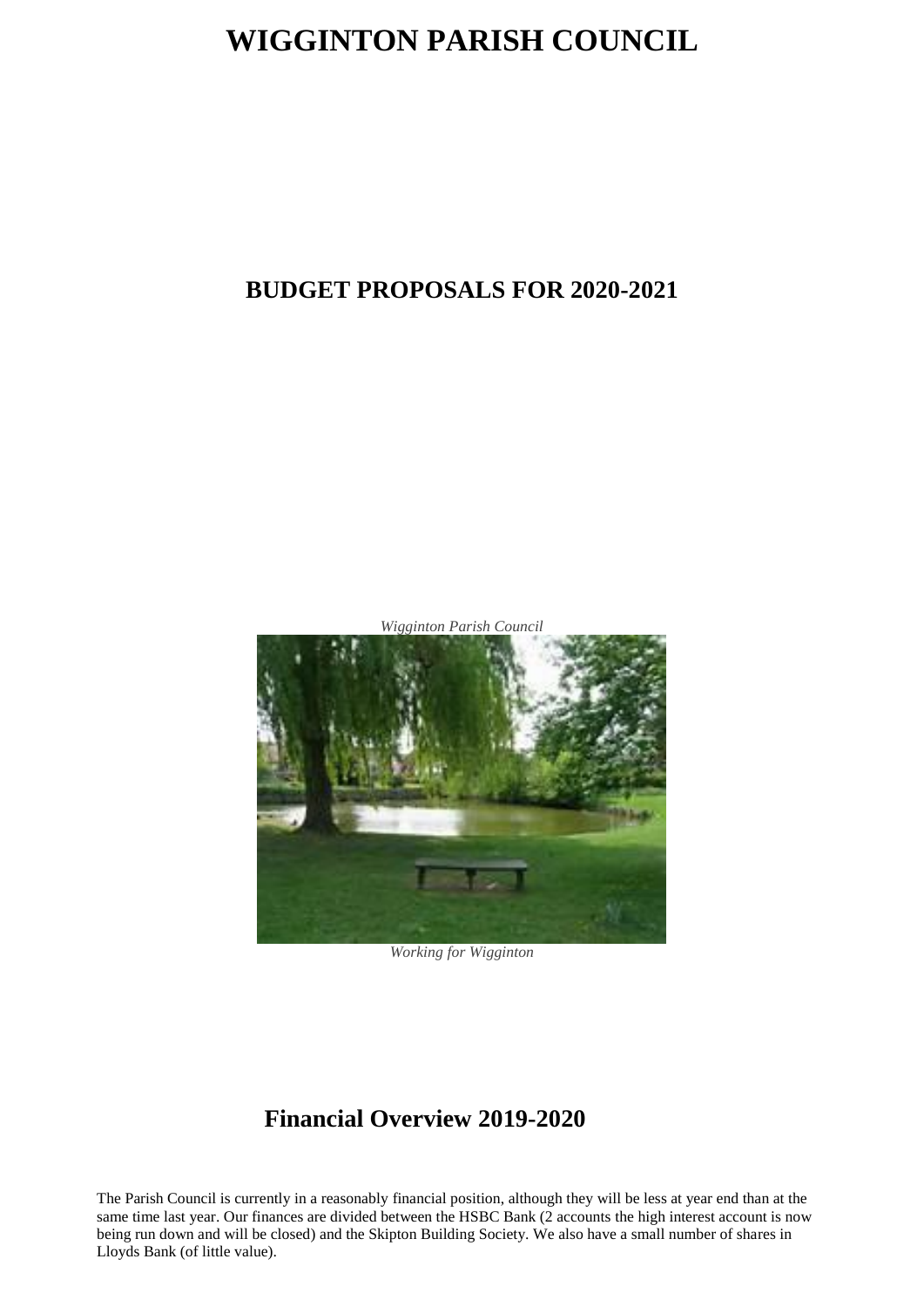# WIGGINTON PARISH COUNCIL

## BUDGET PROPOSALS FOR 2020-2021

*Wigginton Parish Council*

*Working for Wigginton*

## Financial Overview 2019-2020

The Parish Council is currently in a reasonably financial position, although they will be less at year end than at the same time last year. Our finances are divided between the HSBC Bank (2 accounts the high interest account is now being run down and will be closed) and the Skipton Building Society. We also have a small number of shares in Lloyds Bank (of little value).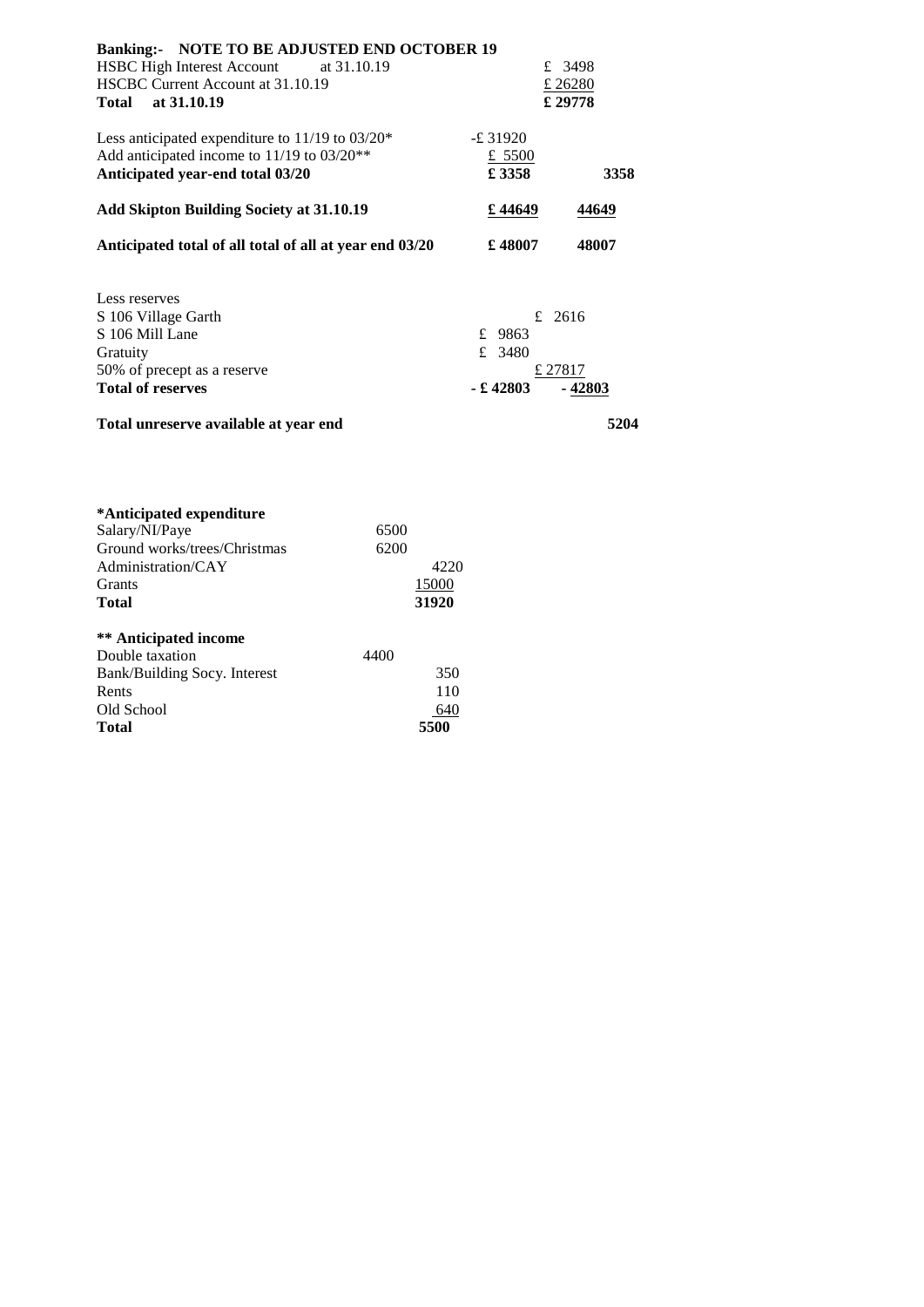**Banking:- NOTE TO BE ADJUSTED END OCTOBER 19**

| | | | |
|---|---|---|---|
| HSBC High Interest Account at 31.10.19 | | £ 3498 | |
| HSCBC Current Account at 31.10.19 | | £ 26280 | |
| **Total at 31.10.19** | | **£ 29778** | |
| Less anticipated expenditure to 11/19 to 03/20* | -£ 31920 | | |
| Add anticipated income to 11/19 to 03/20** | £ 5500 | | |
| **Anticipated year-end total 03/20** | **£ 3358** | | **3358** |
| **Add Skipton Building Society at 31.10.19** | **£ 44649** | **44649** | |
| **Anticipated total of all total of all at year end 03/20** | **£ 48007** | **48007** | |
| Less reserves | | | |
| S 106 Village Garth | | £ 2616 | |
| S 106 Mill Lane | £ 9863 | | |
| Gratuity | £ 3480 | | |
| 50% of precept as a reserve | | £ 27817 | |
| **Total of reserves** | **- £ 42803** | **- 42803** | |
| **Total unreserve available at year end** | | | **5204** |

**\*Anticipated expenditure**

| | | |
|---|---|---|
| Salary/NI/Paye | 6500 | |
| Ground works/trees/Christmas | 6200 | |
| Administration/CAY | | 4220 |
| Grants | | 15000 |
| **Total** | | **31920** |

**\*\* Anticipated income**

| | | |
|---|---|---|
| Double taxation | 4400 | |
| Bank/Building Socy. Interest | | 350 |
| Rents | | 110 |
| Old School | | 640 |
| **Total** | | **5500** |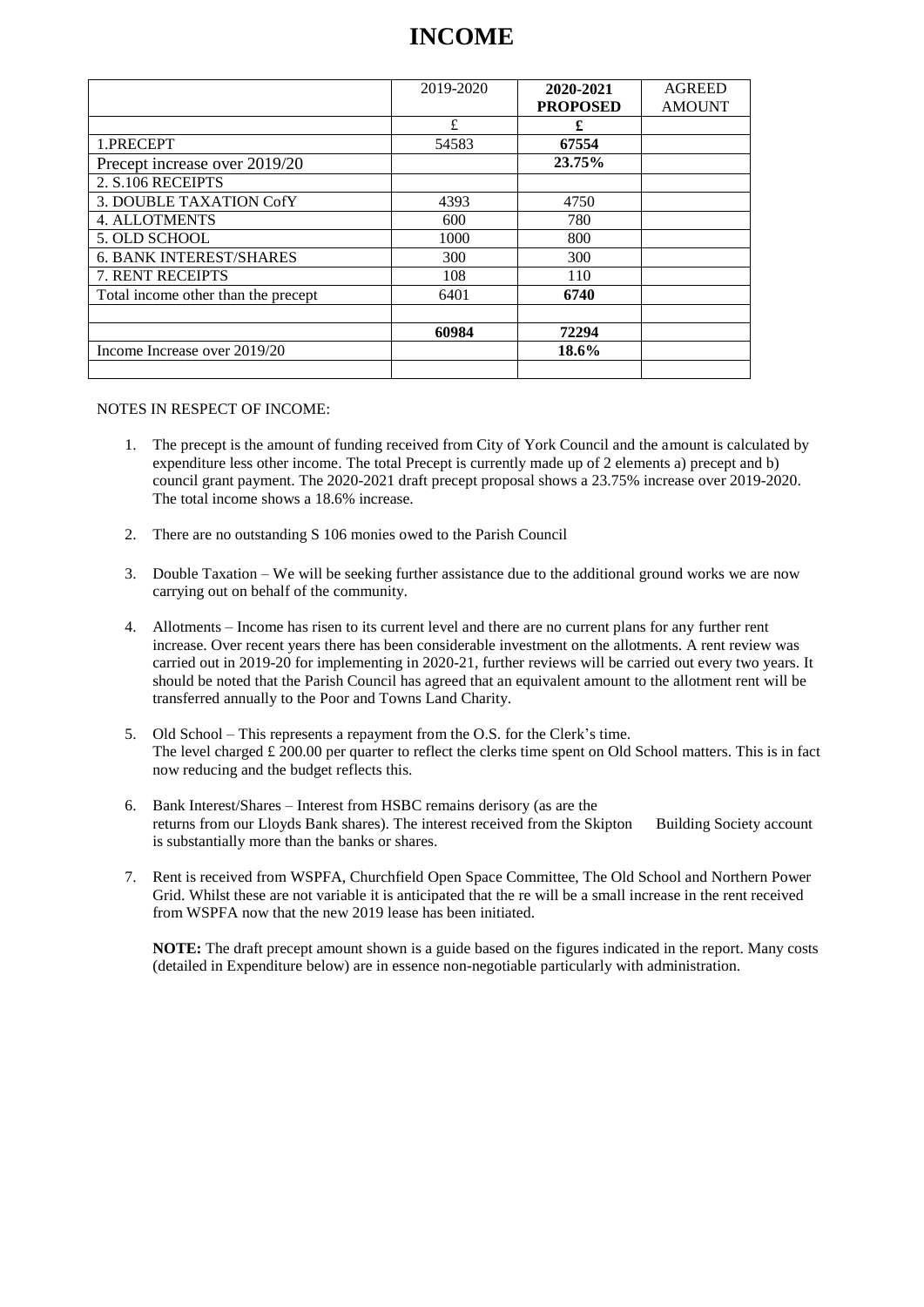# INCOME

| | 2019-2020 | **2020-2021 PROPOSED** | AGREED AMOUNT |
|---|---|---|---|
| | £ | **£** | |
| 1.PRECEPT | 54583 | **67554** | |
| Precept increase over 2019/20 | | **23.75%** | |
| 2. S.106 RECEIPTS | | | |
| 3. DOUBLE TAXATION CofY | 4393 | 4750 | |
| 4. ALLOTMENTS | 600 | 780 | |
| 5. OLD SCHOOL | 1000 | 800 | |
| 6. BANK INTEREST/SHARES | 300 | 300 | |
| 7. RENT RECEIPTS | 108 | 110 | |
| Total income other than the precept | 6401 | **6740** | |
| | | | |
| | **60984** | **72294** | |
| Income Increase over 2019/20 | | **18.6%** | |
| | | | |

NOTES IN RESPECT OF INCOME:

1. The precept is the amount of funding received from City of York Council and the amount is calculated by expenditure less other income. The total Precept is currently made up of 2 elements a) precept and b) council grant payment. The 2020-2021 draft precept proposal shows a 23.75% increase over 2019-2020. The total income shows a 18.6% increase.

2. There are no outstanding S 106 monies owed to the Parish Council

3. Double Taxation – We will be seeking further assistance due to the additional ground works we are now carrying out on behalf of the community.

4. Allotments – Income has risen to its current level and there are no current plans for any further rent increase. Over recent years there has been considerable investment on the allotments. A rent review was carried out in 2019-20 for implementing in 2020-21, further reviews will be carried out every two years. It should be noted that the Parish Council has agreed that an equivalent amount to the allotment rent will be transferred annually to the Poor and Towns Land Charity.

5. Old School – This represents a repayment from the O.S. for the Clerk's time. The level charged £ 200.00 per quarter to reflect the clerks time spent on Old School matters. This is in fact now reducing and the budget reflects this.

6. Bank Interest/Shares – Interest from HSBC remains derisory (as are the returns from our Lloyds Bank shares). The interest received from the Skipton Building Society account is substantially more than the banks or shares.

7. Rent is received from WSPFA, Churchfield Open Space Committee, The Old School and Northern Power Grid. Whilst these are not variable it is anticipated that the re will be a small increase in the rent received from WSPFA now that the new 2019 lease has been initiated.

   **NOTE:** The draft precept amount shown is a guide based on the figures indicated in the report. Many costs (detailed in Expenditure below) are in essence non-negotiable particularly with administration.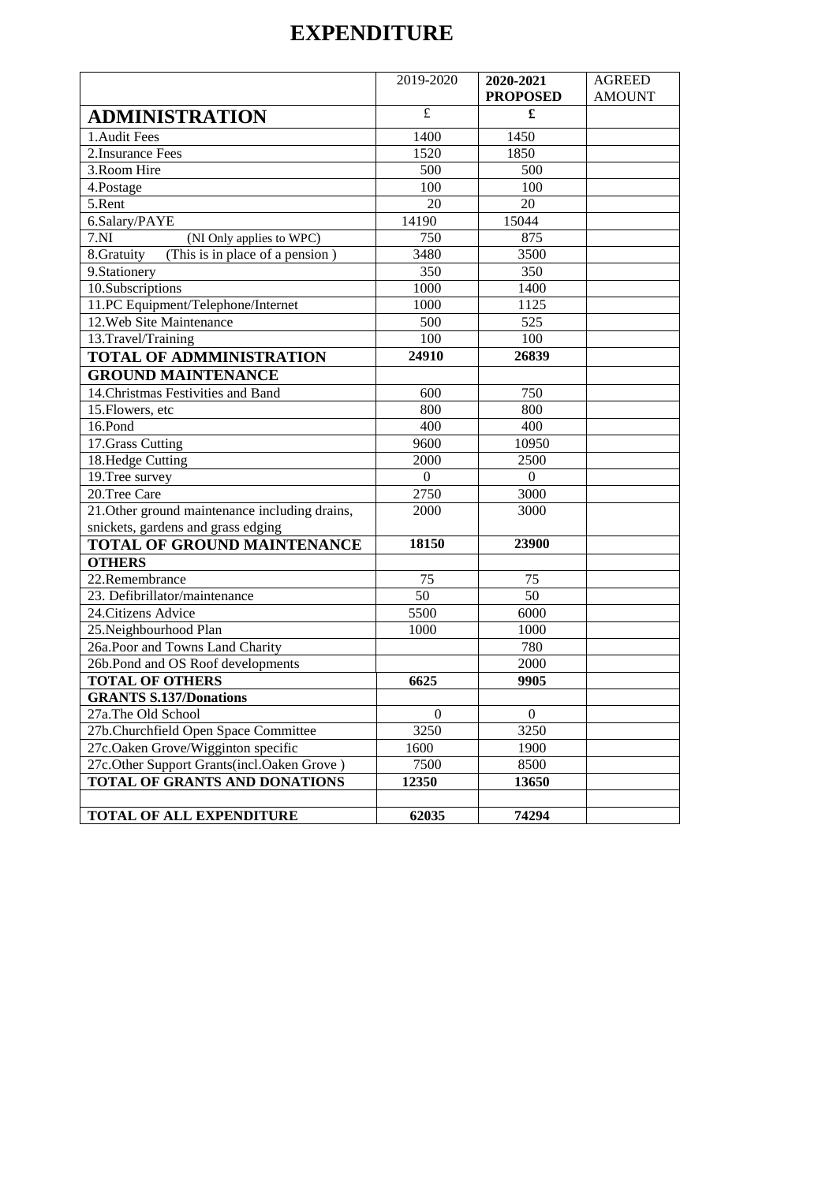# EXPENDITURE

| | 2019-2020 | 2020-2021 **PROPOSED** | AGREED AMOUNT |
|---|---|---|---|
| **ADMINISTRATION** | £ | **£** | |
| 1.Audit Fees | 1400 | 1450 | |
| 2.Insurance Fees | 1520 | 1850 | |
| 3.Room Hire | 500 | 500 | |
| 4.Postage | 100 | 100 | |
| 5.Rent | 20 | 20 | |
| 6.Salary/PAYE | 14190 | 15044 | |
| 7.NI (NI Only applies to WPC) | 750 | 875 | |
| 8.Gratuity (This is in place of a pension ) | 3480 | 3500 | |
| 9.Stationery | 350 | 350 | |
| 10.Subscriptions | 1000 | 1400 | |
| 11.PC Equipment/Telephone/Internet | 1000 | 1125 | |
| 12.Web Site Maintenance | 500 | 525 | |
| 13.Travel/Training | 100 | 100 | |
| **TOTAL OF ADMMINISTRATION** | **24910** | **26839** | |
| **GROUND MAINTENANCE** | | | |
| 14.Christmas Festivities and Band | 600 | 750 | |
| 15.Flowers, etc | 800 | 800 | |
| 16.Pond | 400 | 400 | |
| 17.Grass Cutting | 9600 | 10950 | |
| 18.Hedge Cutting | 2000 | 2500 | |
| 19.Tree survey | 0 | 0 | |
| 20.Tree Care | 2750 | 3000 | |
| 21.Other ground maintenance including drains, snickets, gardens and grass edging | 2000 | 3000 | |
| **TOTAL OF GROUND MAINTENANCE** | **18150** | **23900** | |
| **OTHERS** | | | |
| 22.Remembrance | 75 | 75 | |
| 23. Defibrillator/maintenance | 50 | 50 | |
| 24.Citizens Advice | 5500 | 6000 | |
| 25.Neighbourhood Plan | 1000 | 1000 | |
| 26a.Poor and Towns Land Charity | | 780 | |
| 26b.Pond and OS Roof developments | | 2000 | |
| **TOTAL OF OTHERS** | **6625** | **9905** | |
| **GRANTS S.137/Donations** | | | |
| 27a.The Old School | 0 | 0 | |
| 27b.Churchfield Open Space Committee | 3250 | 3250 | |
| 27c.Oaken Grove/Wigginton specific | 1600 | 1900 | |
| 27c.Other Support Grants(incl.Oaken Grove ) | 7500 | 8500 | |
| **TOTAL OF GRANTS AND DONATIONS** | **12350** | **13650** | |
| | | | |
| **TOTAL OF ALL EXPENDITURE** | **62035** | **74294** | |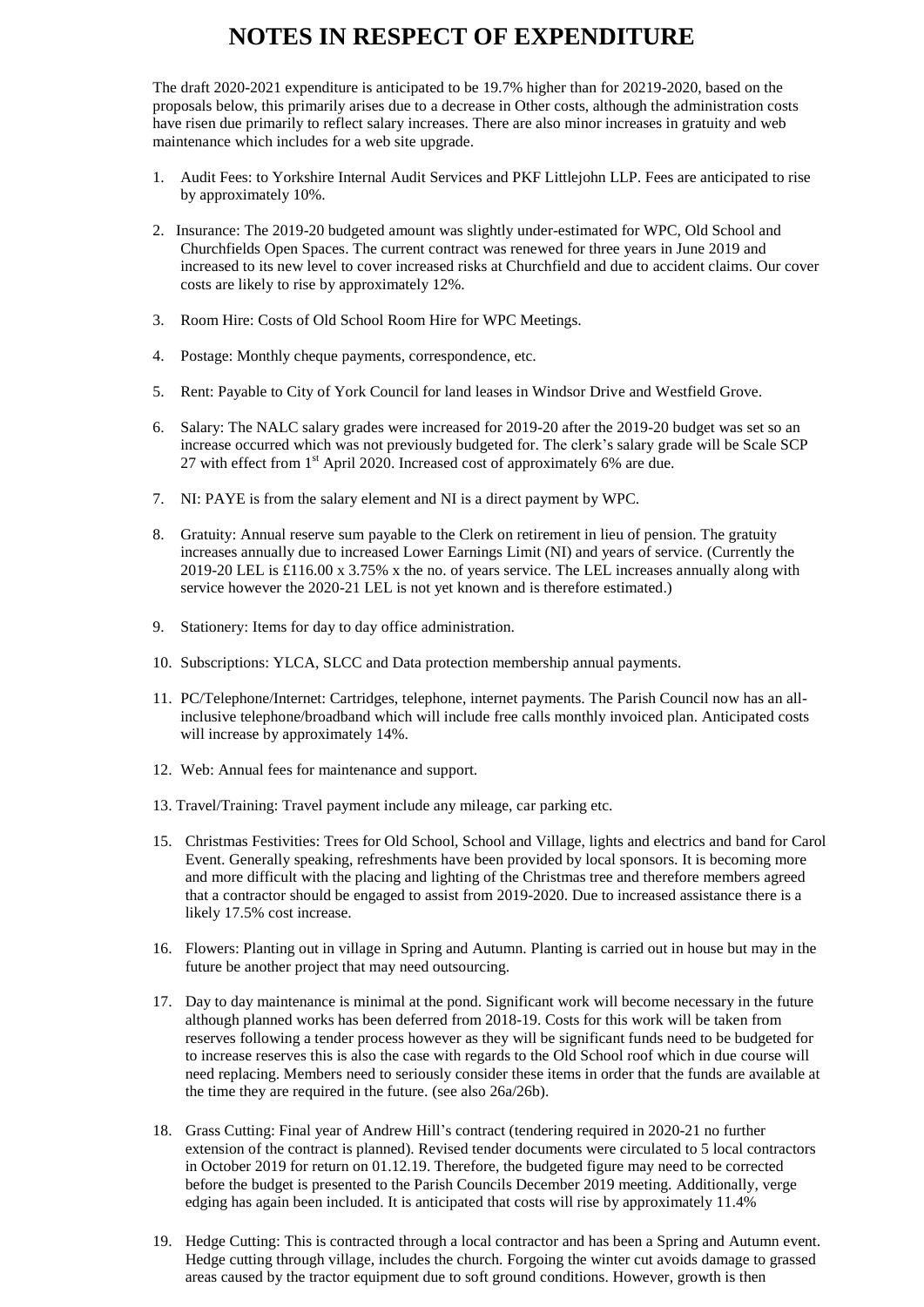# NOTES IN RESPECT OF EXPENDITURE

The draft 2020-2021 expenditure is anticipated to be 19.7% higher than for 20219-2020, based on the proposals below, this primarily arises due to a decrease in Other costs, although the administration costs have risen due primarily to reflect salary increases. There are also minor increases in gratuity and web maintenance which includes for a web site upgrade.

1. Audit Fees: to Yorkshire Internal Audit Services and PKF Littlejohn LLP. Fees are anticipated to rise by approximately 10%.

2. Insurance: The 2019-20 budgeted amount was slightly under-estimated for WPC, Old School and Churchfields Open Spaces. The current contract was renewed for three years in June 2019 and increased to its new level to cover increased risks at Churchfield and due to accident claims. Our cover costs are likely to rise by approximately 12%.

3. Room Hire: Costs of Old School Room Hire for WPC Meetings.

4. Postage: Monthly cheque payments, correspondence, etc.

5. Rent: Payable to City of York Council for land leases in Windsor Drive and Westfield Grove.

6. Salary: The NALC salary grades were increased for 2019-20 after the 2019-20 budget was set so an increase occurred which was not previously budgeted for. The clerk's salary grade will be Scale SCP 27 with effect from 1st April 2020. Increased cost of approximately 6% are due.

7. NI: PAYE is from the salary element and NI is a direct payment by WPC.

8. Gratuity: Annual reserve sum payable to the Clerk on retirement in lieu of pension. The gratuity increases annually due to increased Lower Earnings Limit (NI) and years of service. (Currently the 2019-20 LEL is £116.00 x 3.75% x the no. of years service. The LEL increases annually along with service however the 2020-21 LEL is not yet known and is therefore estimated.)

9. Stationery: Items for day to day office administration.

10. Subscriptions: YLCA, SLCC and Data protection membership annual payments.

11. PC/Telephone/Internet: Cartridges, telephone, internet payments. The Parish Council now has an all-inclusive telephone/broadband which will include free calls monthly invoiced plan. Anticipated costs will increase by approximately 14%.

12. Web: Annual fees for maintenance and support.

13. Travel/Training: Travel payment include any mileage, car parking etc.

15. Christmas Festivities: Trees for Old School, School and Village, lights and electrics and band for Carol Event. Generally speaking, refreshments have been provided by local sponsors. It is becoming more and more difficult with the placing and lighting of the Christmas tree and therefore members agreed that a contractor should be engaged to assist from 2019-2020. Due to increased assistance there is a likely 17.5% cost increase.

16. Flowers: Planting out in village in Spring and Autumn. Planting is carried out in house but may in the future be another project that may need outsourcing.

17. Day to day maintenance is minimal at the pond. Significant work will become necessary in the future although planned works has been deferred from 2018-19. Costs for this work will be taken from reserves following a tender process however as they will be significant funds need to be budgeted for to increase reserves this is also the case with regards to the Old School roof which in due course will need replacing. Members need to seriously consider these items in order that the funds are available at the time they are required in the future. (see also 26a/26b).

18. Grass Cutting: Final year of Andrew Hill's contract (tendering required in 2020-21 no further extension of the contract is planned). Revised tender documents were circulated to 5 local contractors in October 2019 for return on 01.12.19. Therefore, the budgeted figure may need to be corrected before the budget is presented to the Parish Councils December 2019 meeting. Additionally, verge edging has again been included. It is anticipated that costs will rise by approximately 11.4%

19. Hedge Cutting: This is contracted through a local contractor and has been a Spring and Autumn event. Hedge cutting through village, includes the church. Forgoing the winter cut avoids damage to grassed areas caused by the tractor equipment due to soft ground conditions. However, growth is then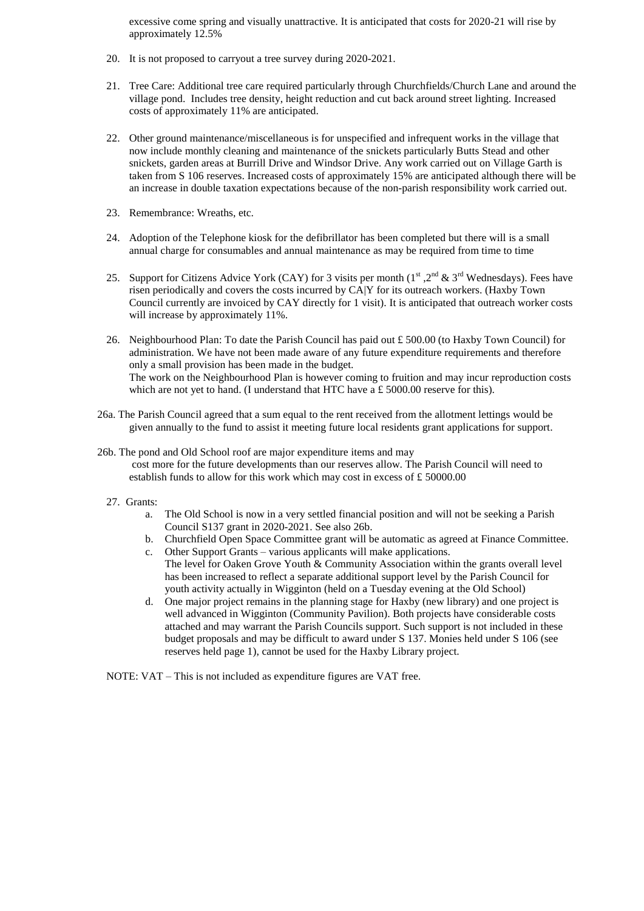excessive come spring and visually unattractive. It is anticipated that costs for 2020-21 will rise by approximately 12.5%

20. It is not proposed to carryout a tree survey during 2020-2021.

21. Tree Care: Additional tree care required particularly through Churchfields/Church Lane and around the village pond. Includes tree density, height reduction and cut back around street lighting. Increased costs of approximately 11% are anticipated.

22. Other ground maintenance/miscellaneous is for unspecified and infrequent works in the village that now include monthly cleaning and maintenance of the snickets particularly Butts Stead and other snickets, garden areas at Burrill Drive and Windsor Drive. Any work carried out on Village Garth is taken from S 106 reserves. Increased costs of approximately 15% are anticipated although there will be an increase in double taxation expectations because of the non-parish responsibility work carried out.

23. Remembrance: Wreaths, etc.

24. Adoption of the Telephone kiosk for the defibrillator has been completed but there will is a small annual charge for consumables and annual maintenance as may be required from time to time

25. Support for Citizens Advice York (CAY) for 3 visits per month (1st ,2nd & 3rd Wednesdays). Fees have risen periodically and covers the costs incurred by CA|Y for its outreach workers. (Haxby Town Council currently are invoiced by CAY directly for 1 visit). It is anticipated that outreach worker costs will increase by approximately 11%.

26. Neighbourhood Plan: To date the Parish Council has paid out £ 500.00 (to Haxby Town Council) for administration. We have not been made aware of any future expenditure requirements and therefore only a small provision has been made in the budget.
The work on the Neighbourhood Plan is however coming to fruition and may incur reproduction costs which are not yet to hand. (I understand that HTC have a £ 5000.00 reserve for this).

26a. The Parish Council agreed that a sum equal to the rent received from the allotment lettings would be given annually to the fund to assist it meeting future local residents grant applications for support.

26b. The pond and Old School roof are major expenditure items and may cost more for the future developments than our reserves allow. The Parish Council will need to establish funds to allow for this work which may cost in excess of £ 50000.00

27. Grants:
    a. The Old School is now in a very settled financial position and will not be seeking a Parish Council S137 grant in 2020-2021. See also 26b.
    b. Churchfield Open Space Committee grant will be automatic as agreed at Finance Committee.
    c. Other Support Grants – various applicants will make applications.
    The level for Oaken Grove Youth & Community Association within the grants overall level has been increased to reflect a separate additional support level by the Parish Council for youth activity actually in Wigginton (held on a Tuesday evening at the Old School)
    d. One major project remains in the planning stage for Haxby (new library) and one project is well advanced in Wigginton (Community Pavilion). Both projects have considerable costs attached and may warrant the Parish Councils support. Such support is not included in these budget proposals and may be difficult to award under S 137. Monies held under S 106 (see reserves held page 1), cannot be used for the Haxby Library project.

NOTE: VAT – This is not included as expenditure figures are VAT free.